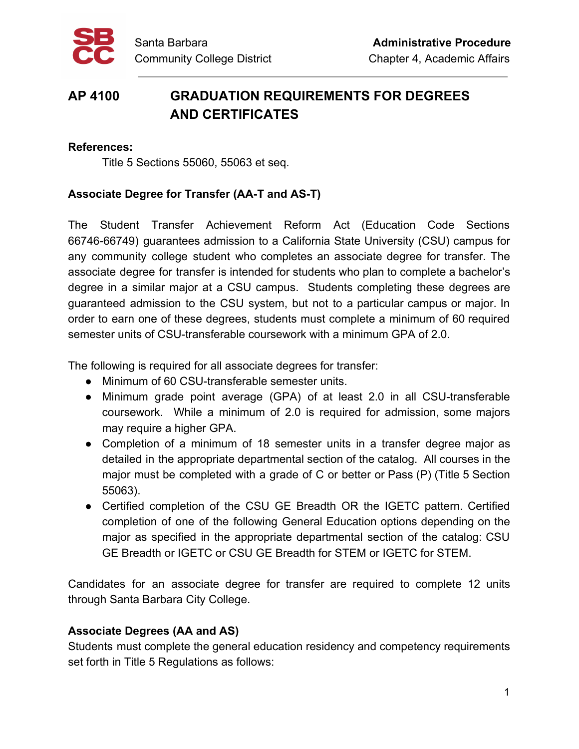Santa Barbara Community College District

**Administrative Procedure**
Chapter 4, Academic Affairs

# AP 4100 GRADUATION REQUIREMENTS FOR DEGREES AND CERTIFICATES

**References:**

Title 5 Sections 55060, 55063 et seq.

## Associate Degree for Transfer (AA-T and AS-T)

The Student Transfer Achievement Reform Act (Education Code Sections 66746-66749) guarantees admission to a California State University (CSU) campus for any community college student who completes an associate degree for transfer. The associate degree for transfer is intended for students who plan to complete a bachelor's degree in a similar major at a CSU campus. Students completing these degrees are guaranteed admission to the CSU system, but not to a particular campus or major. In order to earn one of these degrees, students must complete a minimum of 60 required semester units of CSU-transferable coursework with a minimum GPA of 2.0.

The following is required for all associate degrees for transfer:

- Minimum of 60 CSU-transferable semester units.
- Minimum grade point average (GPA) of at least 2.0 in all CSU-transferable coursework. While a minimum of 2.0 is required for admission, some majors may require a higher GPA.
- Completion of a minimum of 18 semester units in a transfer degree major as detailed in the appropriate departmental section of the catalog. All courses in the major must be completed with a grade of C or better or Pass (P) (Title 5 Section 55063).
- Certified completion of the CSU GE Breadth OR the IGETC pattern. Certified completion of one of the following General Education options depending on the major as specified in the appropriate departmental section of the catalog: CSU GE Breadth or IGETC or CSU GE Breadth for STEM or IGETC for STEM.

Candidates for an associate degree for transfer are required to complete 12 units through Santa Barbara City College.

## Associate Degrees (AA and AS)

Students must complete the general education residency and competency requirements set forth in Title 5 Regulations as follows: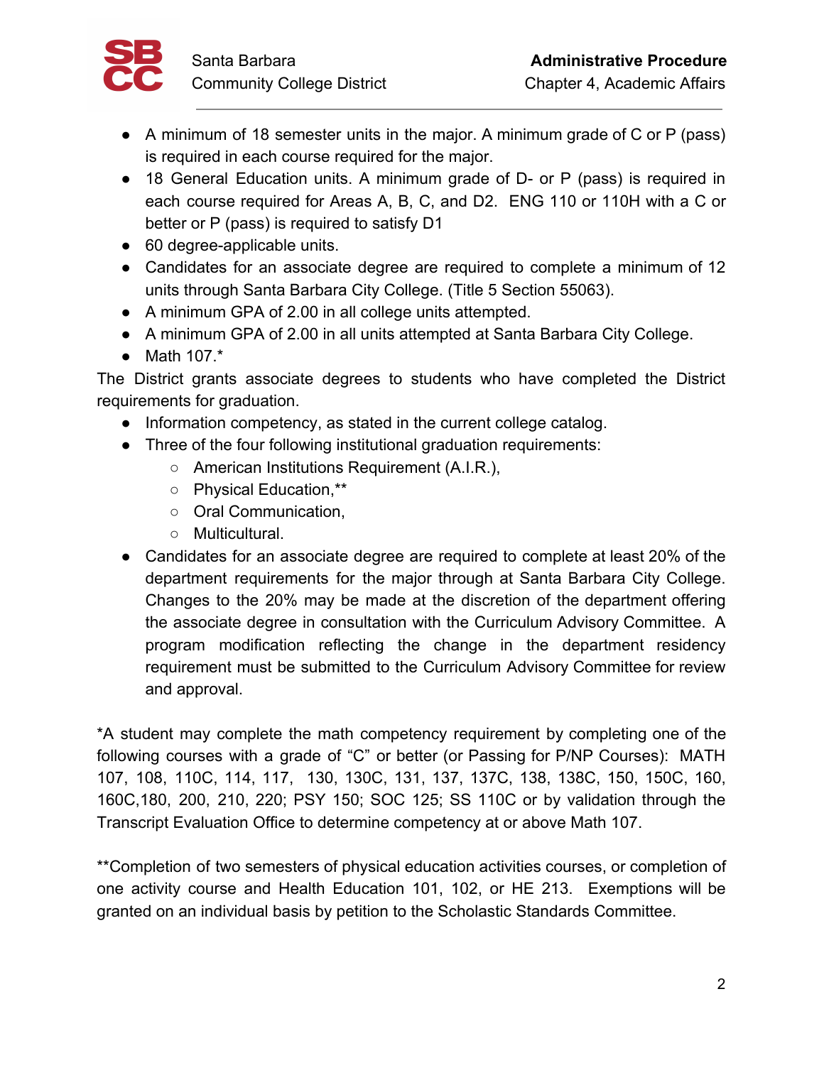- A minimum of 18 semester units in the major. A minimum grade of C or P (pass) is required in each course required for the major.
- 18 General Education units. A minimum grade of D- or P (pass) is required in each course required for Areas A, B, C, and D2. ENG 110 or 110H with a C or better or P (pass) is required to satisfy D1
- 60 degree-applicable units.
- Candidates for an associate degree are required to complete a minimum of 12 units through Santa Barbara City College. (Title 5 Section 55063).
- A minimum GPA of 2.00 in all college units attempted.
- A minimum GPA of 2.00 in all units attempted at Santa Barbara City College.
- Math 107.*

The District grants associate degrees to students who have completed the District requirements for graduation.

- Information competency, as stated in the current college catalog.
- Three of the four following institutional graduation requirements:
  - American Institutions Requirement (A.I.R.),
  - Physical Education,**
  - Oral Communication,
  - Multicultural.
- Candidates for an associate degree are required to complete at least 20% of the department requirements for the major through at Santa Barbara City College. Changes to the 20% may be made at the discretion of the department offering the associate degree in consultation with the Curriculum Advisory Committee. A program modification reflecting the change in the department residency requirement must be submitted to the Curriculum Advisory Committee for review and approval.

*A student may complete the math competency requirement by completing one of the following courses with a grade of "C" or better (or Passing for P/NP Courses): MATH 107, 108, 110C, 114, 117, 130, 130C, 131, 137, 137C, 138, 138C, 150, 150C, 160, 160C,180, 200, 210, 220; PSY 150; SOC 125; SS 110C or by validation through the Transcript Evaluation Office to determine competency at or above Math 107.

**Completion of two semesters of physical education activities courses, or completion of one activity course and Health Education 101, 102, or HE 213. Exemptions will be granted on an individual basis by petition to the Scholastic Standards Committee.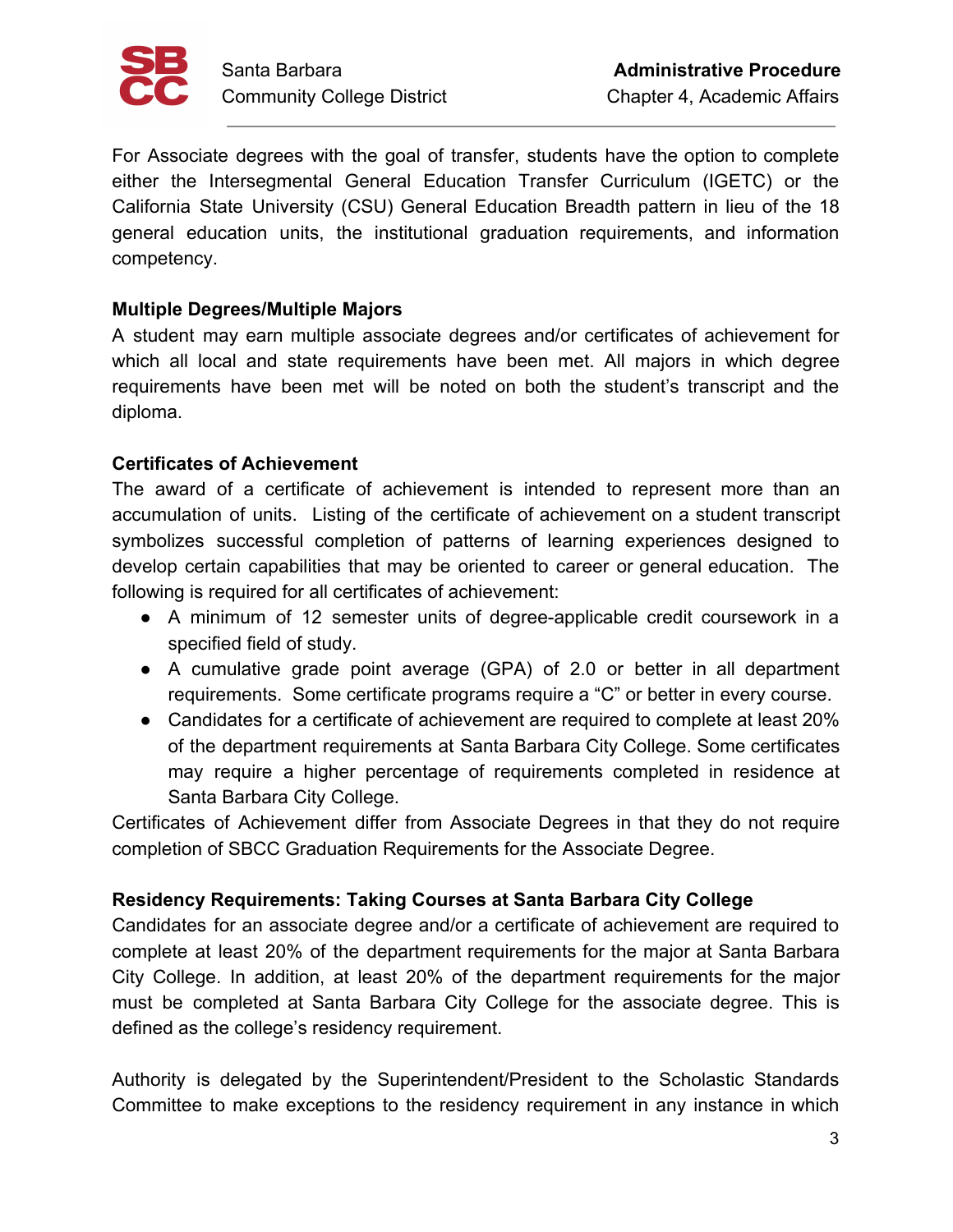For Associate degrees with the goal of transfer, students have the option to complete either the Intersegmental General Education Transfer Curriculum (IGETC) or the California State University (CSU) General Education Breadth pattern in lieu of the 18 general education units, the institutional graduation requirements, and information competency.

**Multiple Degrees/Multiple Majors**

A student may earn multiple associate degrees and/or certificates of achievement for which all local and state requirements have been met. All majors in which degree requirements have been met will be noted on both the student's transcript and the diploma.

**Certificates of Achievement**

The award of a certificate of achievement is intended to represent more than an accumulation of units. Listing of the certificate of achievement on a student transcript symbolizes successful completion of patterns of learning experiences designed to develop certain capabilities that may be oriented to career or general education. The following is required for all certificates of achievement:

- A minimum of 12 semester units of degree-applicable credit coursework in a specified field of study.
- A cumulative grade point average (GPA) of 2.0 or better in all department requirements. Some certificate programs require a "C" or better in every course.
- Candidates for a certificate of achievement are required to complete at least 20% of the department requirements at Santa Barbara City College. Some certificates may require a higher percentage of requirements completed in residence at Santa Barbara City College.

Certificates of Achievement differ from Associate Degrees in that they do not require completion of SBCC Graduation Requirements for the Associate Degree.

**Residency Requirements: Taking Courses at Santa Barbara City College**

Candidates for an associate degree and/or a certificate of achievement are required to complete at least 20% of the department requirements for the major at Santa Barbara City College. In addition, at least 20% of the department requirements for the major must be completed at Santa Barbara City College for the associate degree. This is defined as the college's residency requirement.

Authority is delegated by the Superintendent/President to the Scholastic Standards Committee to make exceptions to the residency requirement in any instance in which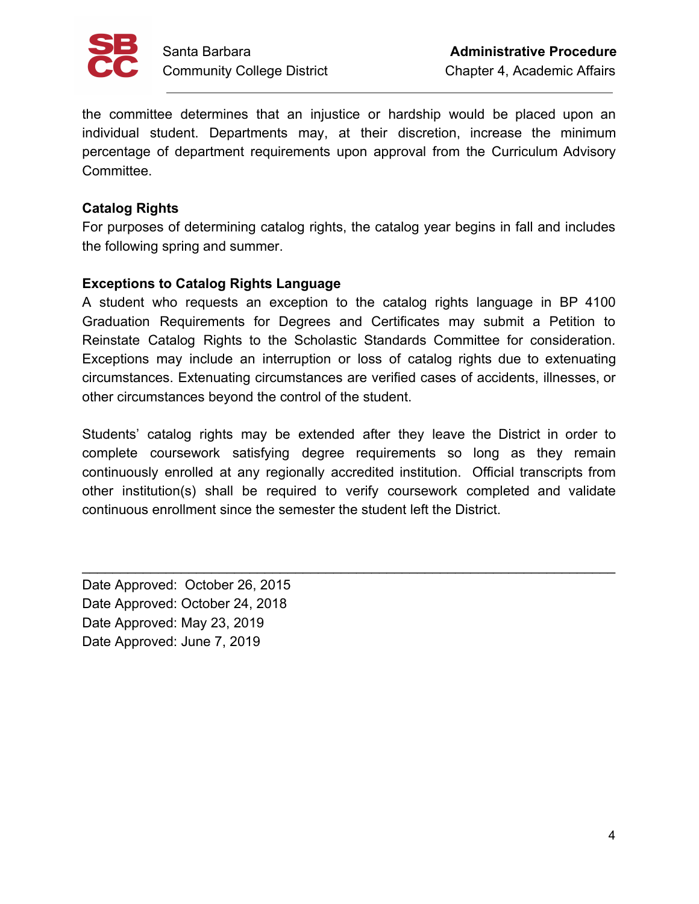the committee determines that an injustice or hardship would be placed upon an individual student. Departments may, at their discretion, increase the minimum percentage of department requirements upon approval from the Curriculum Advisory Committee.

**Catalog Rights**

For purposes of determining catalog rights, the catalog year begins in fall and includes the following spring and summer.

**Exceptions to Catalog Rights Language**

A student who requests an exception to the catalog rights language in BP 4100 Graduation Requirements for Degrees and Certificates may submit a Petition to Reinstate Catalog Rights to the Scholastic Standards Committee for consideration. Exceptions may include an interruption or loss of catalog rights due to extenuating circumstances. Extenuating circumstances are verified cases of accidents, illnesses, or other circumstances beyond the control of the student.

Students' catalog rights may be extended after they leave the District in order to complete coursework satisfying degree requirements so long as they remain continuously enrolled at any regionally accredited institution. Official transcripts from other institution(s) shall be required to verify coursework completed and validate continuous enrollment since the semester the student left the District.

---

Date Approved: October 26, 2015
Date Approved: October 24, 2018
Date Approved: May 23, 2019
Date Approved: June 7, 2019